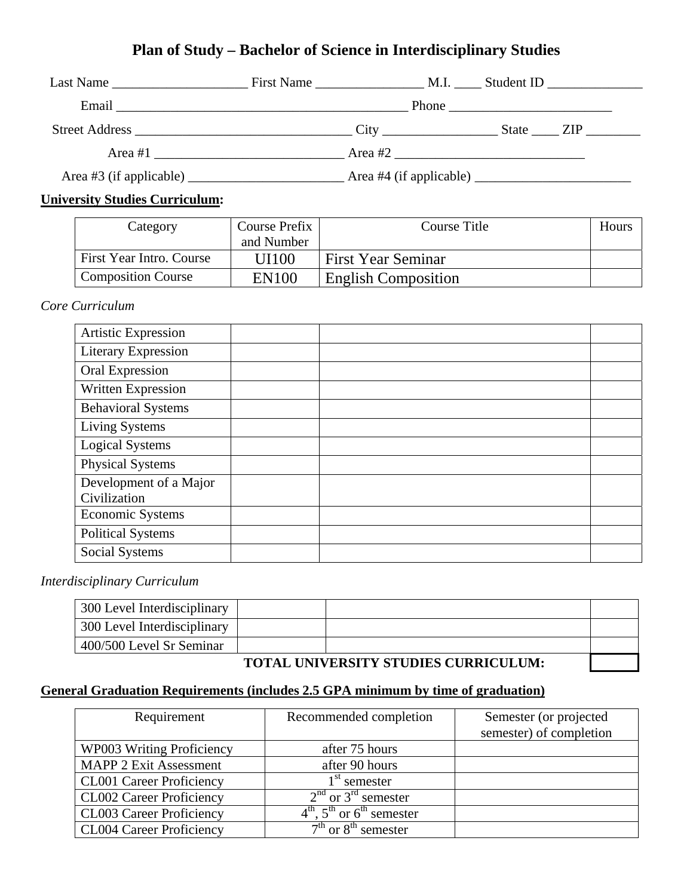# Plan of Study – Bachelor of Science in Interdisciplinary Studies

Last Name ____________________ First Name ________________ M.I. ____ Student ID ______________

Email ____________________________________________ Phone ________________________

Street Address ________________________________ City _________________ State ____ ZIP ________

Area #1 ____________________________ Area #2 ____________________________

Area #3 (if applicable) _______________________ Area #4 (if applicable) _______________________

**University Studies Curriculum:**

| Category | Course Prefix and Number | Course Title | Hours |
|---|---|---|---|
| First Year Intro. Course | UI100 | First Year Seminar | |
| Composition Course | EN100 | English Composition | |

*Core Curriculum*

| | | | |
|---|---|---|---|
| Artistic Expression | | | |
| Literary Expression | | | |
| Oral Expression | | | |
| Written Expression | | | |
| Behavioral Systems | | | |
| Living Systems | | | |
| Logical Systems | | | |
| Physical Systems | | | |
| Development of a Major Civilization | | | |
| Economic Systems | | | |
| Political Systems | | | |
| Social Systems | | | |

*Interdisciplinary Curriculum*

| | | | |
|---|---|---|---|
| 300 Level Interdisciplinary | | | |
| 300 Level Interdisciplinary | | | |
| 400/500 Level Sr Seminar | | | |
| | | **TOTAL UNIVERSITY STUDIES CURRICULUM:** | |

**General Graduation Requirements (includes 2.5 GPA minimum by time of graduation)**

| Requirement | Recommended completion | Semester (or projected semester) of completion |
|---|---|---|
| WP003 Writing Proficiency | after 75 hours | |
| MAPP 2 Exit Assessment | after 90 hours | |
| CL001 Career Proficiency | 1st semester | |
| CL002 Career Proficiency | 2nd or 3rd semester | |
| CL003 Career Proficiency | 4th, 5th or 6th semester | |
| CL004 Career Proficiency | 7th or 8th semester | |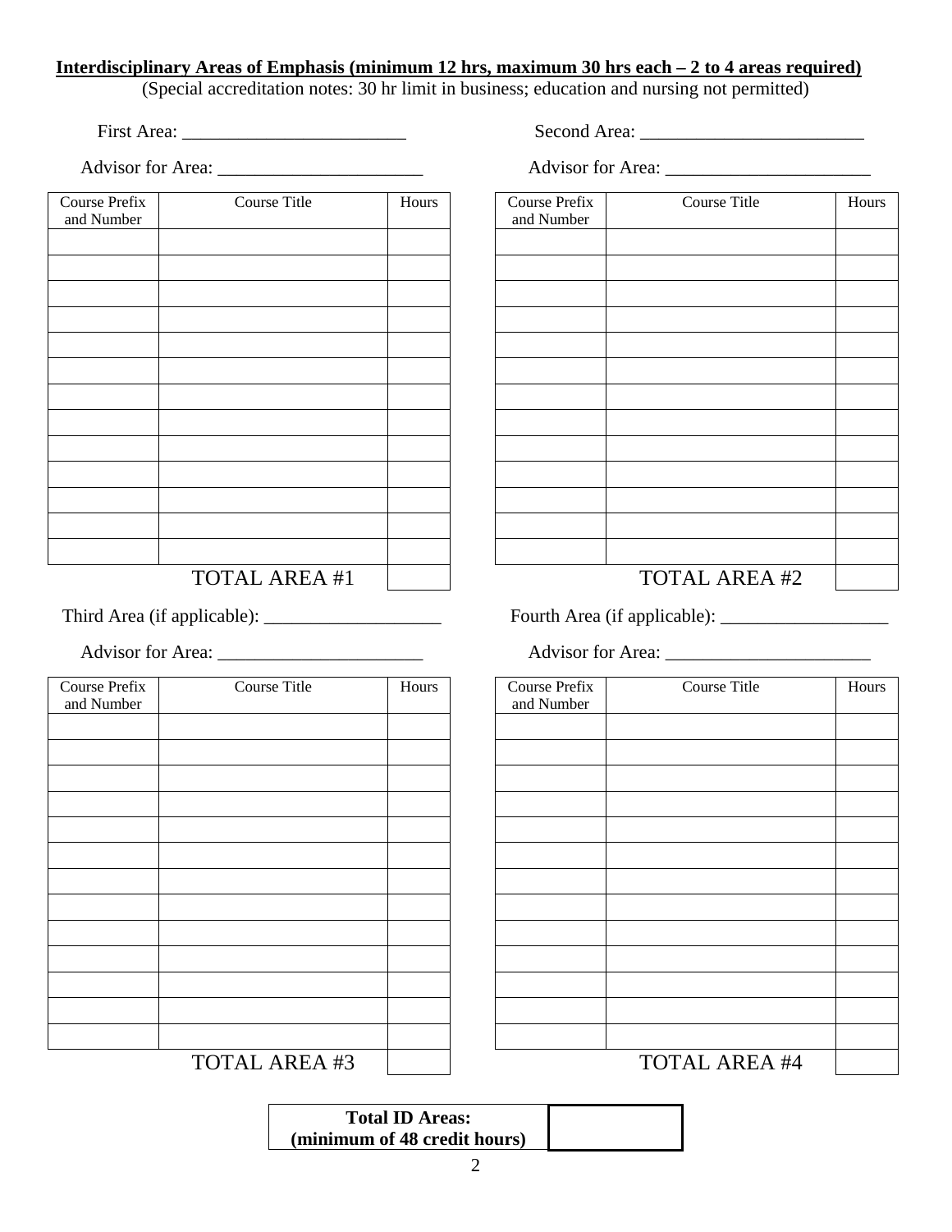**Interdisciplinary Areas of Emphasis (minimum 12 hrs, maximum 30 hrs each – 2 to 4 areas required)**

(Special accreditation notes: 30 hr limit in business; education and nursing not permitted)

First Area: ________________________

Advisor for Area: ______________________

| Course Prefix and Number | Course Title | Hours |
|---|---|---|
| | | |
| | | |
| | | |
| | | |
| | | |
| | | |
| | | |
| | | |
| | | |
| | | |
| | | |
| | | |
| | | |
| | TOTAL AREA #1 | |

Second Area: ________________________

Advisor for Area: ______________________

| Course Prefix and Number | Course Title | Hours |
|---|---|---|
| | | |
| | | |
| | | |
| | | |
| | | |
| | | |
| | | |
| | | |
| | | |
| | | |
| | | |
| | | |
| | | |
| | TOTAL AREA #2 | |

Third Area (if applicable): ___________________

Advisor for Area: ______________________

| Course Prefix and Number | Course Title | Hours |
|---|---|---|
| | | |
| | | |
| | | |
| | | |
| | | |
| | | |
| | | |
| | | |
| | | |
| | | |
| | | |
| | | |
| | | |
| | TOTAL AREA #3 | |

Fourth Area (if applicable): __________________

Advisor for Area: ______________________

| Course Prefix and Number | Course Title | Hours |
|---|---|---|
| | | |
| | | |
| | | |
| | | |
| | | |
| | | |
| | | |
| | | |
| | | |
| | | |
| | | |
| | | |
| | | |
| | TOTAL AREA #4 | |

| **Total ID Areas: (minimum of 48 credit hours)** | |
|---|---|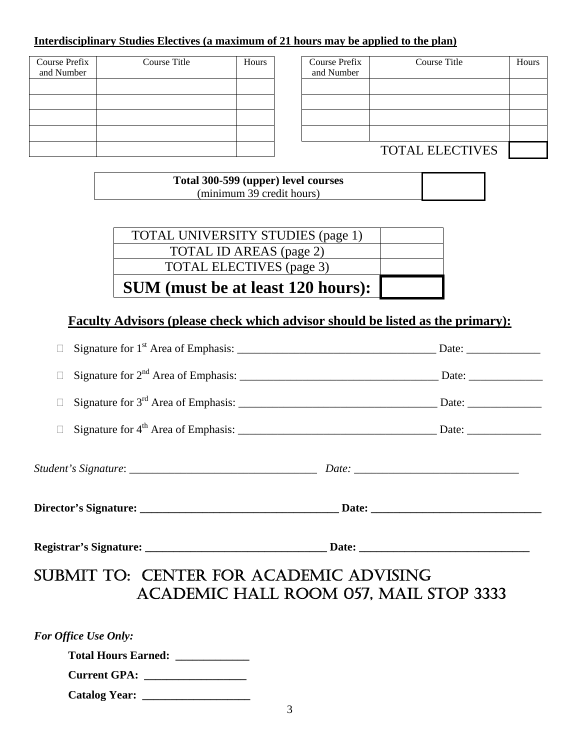**Interdisciplinary Studies Electives (a maximum of 21 hours may be applied to the plan)**

| Course Prefix and Number | Course Title | Hours | Course Prefix and Number | Course Title | Hours |
|---|---|---|---|---|---|
| | | | | | |
| | | | | | |
| | | | | | |
| | | | | | |
| | | | | TOTAL ELECTIVES | |

| | |
|---|---|
| **Total 300-599 (upper) level courses** (minimum 39 credit hours) | |

| | |
|---|---|
| TOTAL UNIVERSITY STUDIES (page 1) | |
| TOTAL ID AREAS (page 2) | |
| TOTAL ELECTIVES (page 3) | |
| **SUM (must be at least 120 hours):** | |

## Faculty Advisors (please check which advisor should be listed as the primary):

- ☐ Signature for 1st Area of Emphasis: ___________________________________ Date: _____________
- ☐ Signature for 2nd Area of Emphasis: ___________________________________ Date: _____________
- ☐ Signature for 3rd Area of Emphasis: ___________________________________ Date: _____________
- ☐ Signature for 4th Area of Emphasis: ___________________________________ Date: _____________

*Student's Signature*: _________________________________ *Date:* _____________________________

**Director's Signature: ___________________________________ Date: ______________________________**

**Registrar's Signature: _______________________________ Date: _____________________________**

# SUBMIT TO: CENTER FOR ACADEMIC ADVISING
# ACADEMIC HALL ROOM 057, MAIL STOP 3333

***For Office Use Only:***

**Total Hours Earned: _____________**

**Current GPA: __________________**

**Catalog Year: ___________________**